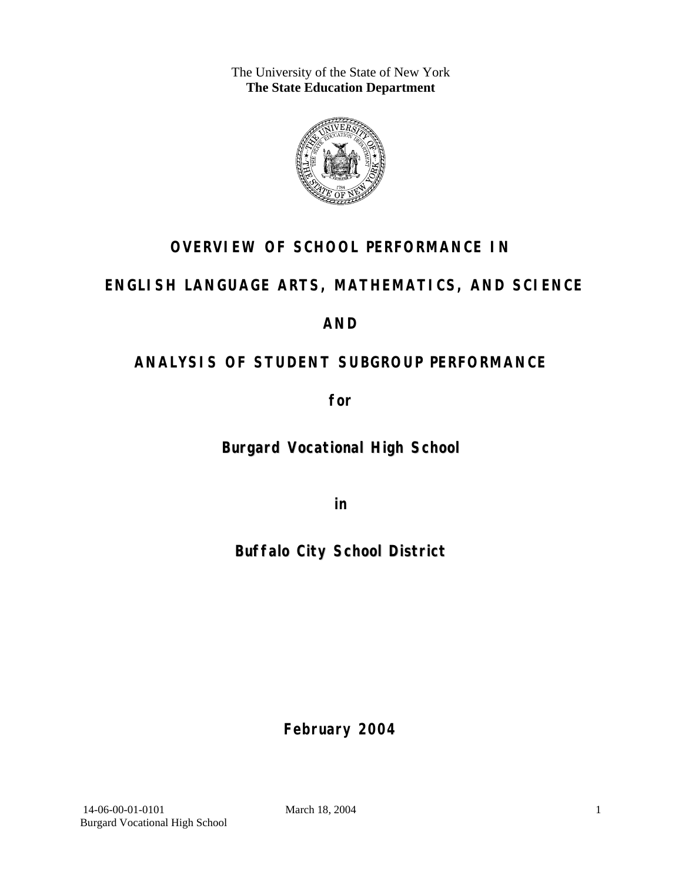The University of the State of New York
**The State Education Department**

# OVERVIEW OF SCHOOL PERFORMANCE IN

# ENGLISH LANGUAGE ARTS, MATHEMATICS, AND SCIENCE

# AND

# ANALYSIS OF STUDENT SUBGROUP PERFORMANCE

**for**

## Burgard Vocational High School

**in**

## Buffalo City School District

**February 2004**

14-06-00-01-0101
Burgard Vocational High School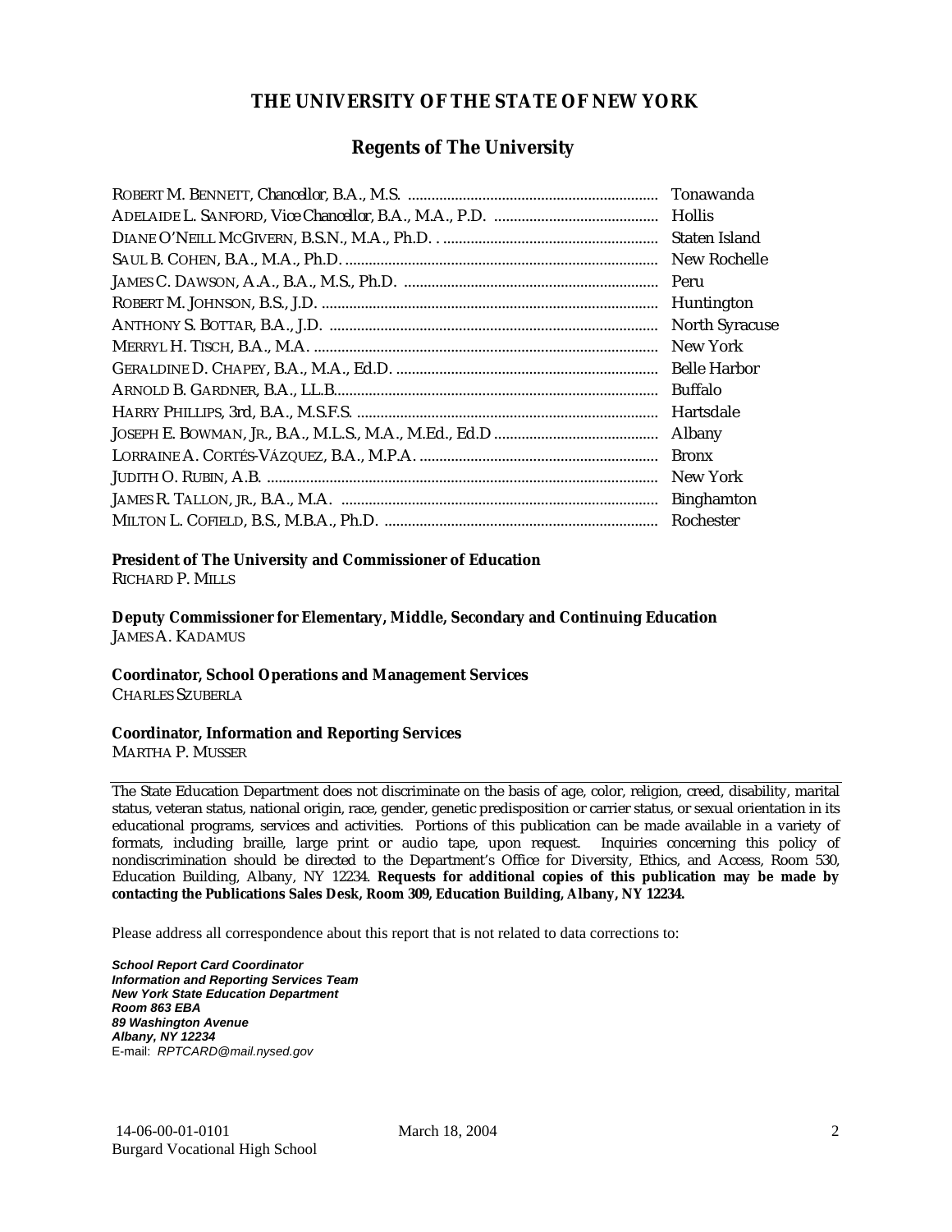# THE UNIVERSITY OF THE STATE OF NEW YORK

## Regents of The University

| | |
|---|---|
| ROBERT M. BENNETT, *Chancellor*, B.A., M.S. | Tonawanda |
| ADELAIDE L. SANFORD, *Vice Chancellor*, B.A., M.A., P.D. | Hollis |
| DIANE O'NEILL MCGIVERN, B.S.N., M.A., Ph.D. | Staten Island |
| SAUL B. COHEN, B.A., M.A., Ph.D. | New Rochelle |
| JAMES C. DAWSON, A.A., B.A., M.S., Ph.D. | Peru |
| ROBERT M. JOHNSON, B.S., J.D. | Huntington |
| ANTHONY S. BOTTAR, B.A., J.D. | North Syracuse |
| MERRYL H. TISCH, B.A., M.A. | New York |
| GERALDINE D. CHAPEY, B.A., M.A., Ed.D. | Belle Harbor |
| ARNOLD B. GARDNER, B.A., LL.B. | Buffalo |
| HARRY PHILLIPS, 3rd, B.A., M.S.F.S. | Hartsdale |
| JOSEPH E. BOWMAN, JR., B.A., M.L.S., M.A., M.Ed., Ed.D | Albany |
| LORRAINE A. CORTÉS-VÁZQUEZ, B.A., M.P.A. | Bronx |
| JUDITH O. RUBIN, A.B. | New York |
| JAMES R. TALLON, JR., B.A., M.A. | Binghamton |
| MILTON L. COFIELD, B.S., M.B.A., Ph.D. | Rochester |

**President of The University and Commissioner of Education**
RICHARD P. MILLS

**Deputy Commissioner for Elementary, Middle, Secondary and Continuing Education**
JAMES A. KADAMUS

**Coordinator, School Operations and Management Services**
CHARLES SZUBERLA

**Coordinator, Information and Reporting Services**
MARTHA P. MUSSER

---

The State Education Department does not discriminate on the basis of age, color, religion, creed, disability, marital status, veteran status, national origin, race, gender, genetic predisposition or carrier status, or sexual orientation in its educational programs, services and activities. Portions of this publication can be made available in a variety of formats, including braille, large print or audio tape, upon request. Inquiries concerning this policy of nondiscrimination should be directed to the Department's Office for Diversity, Ethics, and Access, Room 530, Education Building, Albany, NY 12234. **Requests for additional copies of this publication may be made by contacting the Publications Sales Desk, Room 309, Education Building, Albany, NY 12234.**

Please address all correspondence about this report that is not related to data corrections to:

***School Report Card Coordinator***
***Information and Reporting Services Team***
***New York State Education Department***
***Room 863 EBA***
***89 Washington Avenue***
***Albany, NY 12234***
E-mail: *RPTCARD@mail.nysed.gov*

14-06-00-01-0101 March 18, 2004
Burgard Vocational High School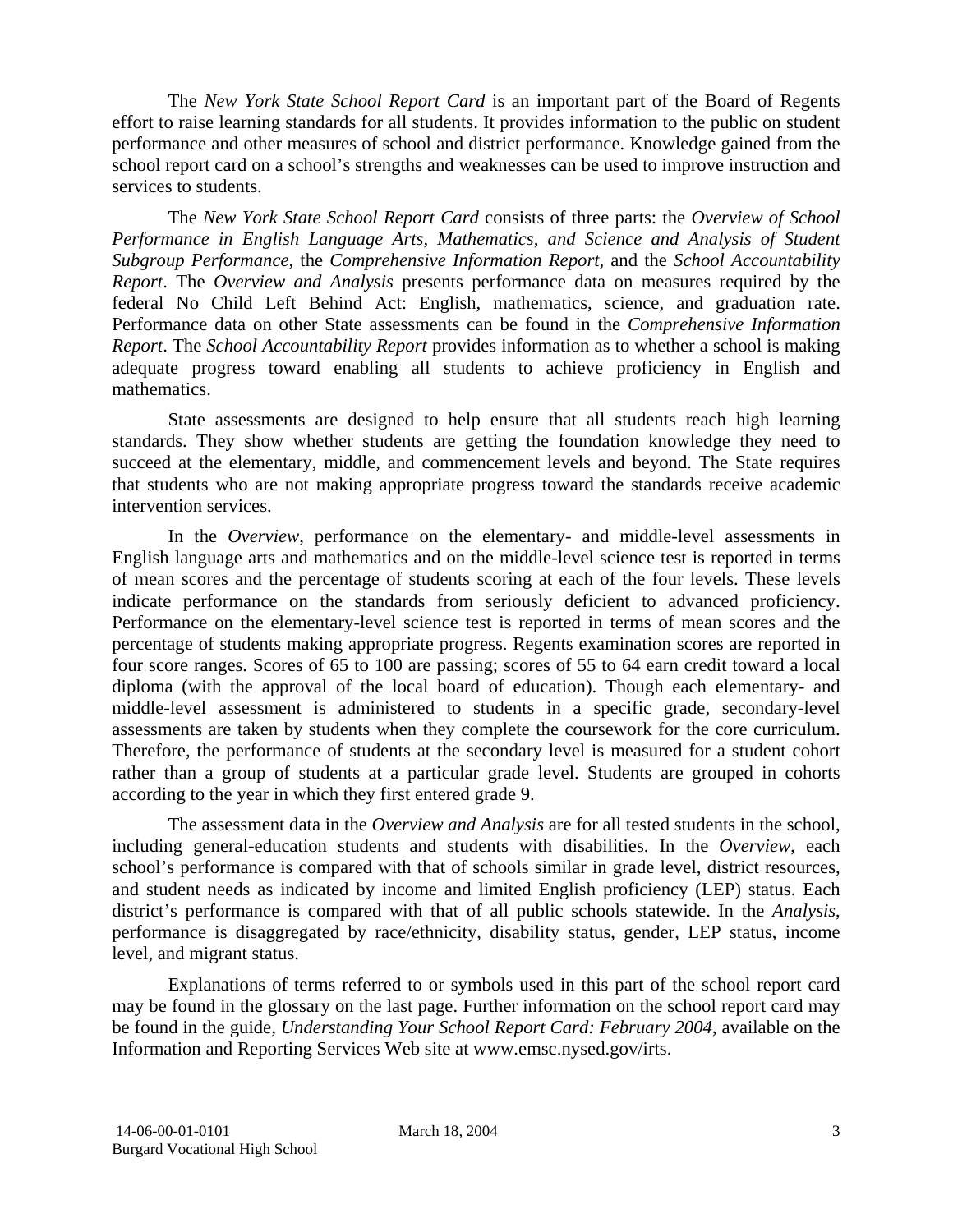The *New York State School Report Card* is an important part of the Board of Regents effort to raise learning standards for all students. It provides information to the public on student performance and other measures of school and district performance. Knowledge gained from the school report card on a school's strengths and weaknesses can be used to improve instruction and services to students.

The *New York State School Report Card* consists of three parts: the *Overview of School Performance in English Language Arts, Mathematics, and Science and Analysis of Student Subgroup Performance,* the *Comprehensive Information Report,* and the *School Accountability Report*. The *Overview and Analysis* presents performance data on measures required by the federal No Child Left Behind Act: English, mathematics, science, and graduation rate. Performance data on other State assessments can be found in the *Comprehensive Information Report*. The *School Accountability Report* provides information as to whether a school is making adequate progress toward enabling all students to achieve proficiency in English and mathematics.

State assessments are designed to help ensure that all students reach high learning standards. They show whether students are getting the foundation knowledge they need to succeed at the elementary, middle, and commencement levels and beyond. The State requires that students who are not making appropriate progress toward the standards receive academic intervention services.

In the *Overview*, performance on the elementary- and middle-level assessments in English language arts and mathematics and on the middle-level science test is reported in terms of mean scores and the percentage of students scoring at each of the four levels. These levels indicate performance on the standards from seriously deficient to advanced proficiency. Performance on the elementary-level science test is reported in terms of mean scores and the percentage of students making appropriate progress. Regents examination scores are reported in four score ranges. Scores of 65 to 100 are passing; scores of 55 to 64 earn credit toward a local diploma (with the approval of the local board of education). Though each elementary- and middle-level assessment is administered to students in a specific grade, secondary-level assessments are taken by students when they complete the coursework for the core curriculum. Therefore, the performance of students at the secondary level is measured for a student cohort rather than a group of students at a particular grade level. Students are grouped in cohorts according to the year in which they first entered grade 9.

The assessment data in the *Overview and Analysis* are for all tested students in the school, including general-education students and students with disabilities. In the *Overview*, each school's performance is compared with that of schools similar in grade level, district resources, and student needs as indicated by income and limited English proficiency (LEP) status. Each district's performance is compared with that of all public schools statewide. In the *Analysis*, performance is disaggregated by race/ethnicity, disability status, gender, LEP status, income level, and migrant status.

Explanations of terms referred to or symbols used in this part of the school report card may be found in the glossary on the last page. Further information on the school report card may be found in the guide, *Understanding Your School Report Card: February 2004*, available on the Information and Reporting Services Web site at www.emsc.nysed.gov/irts.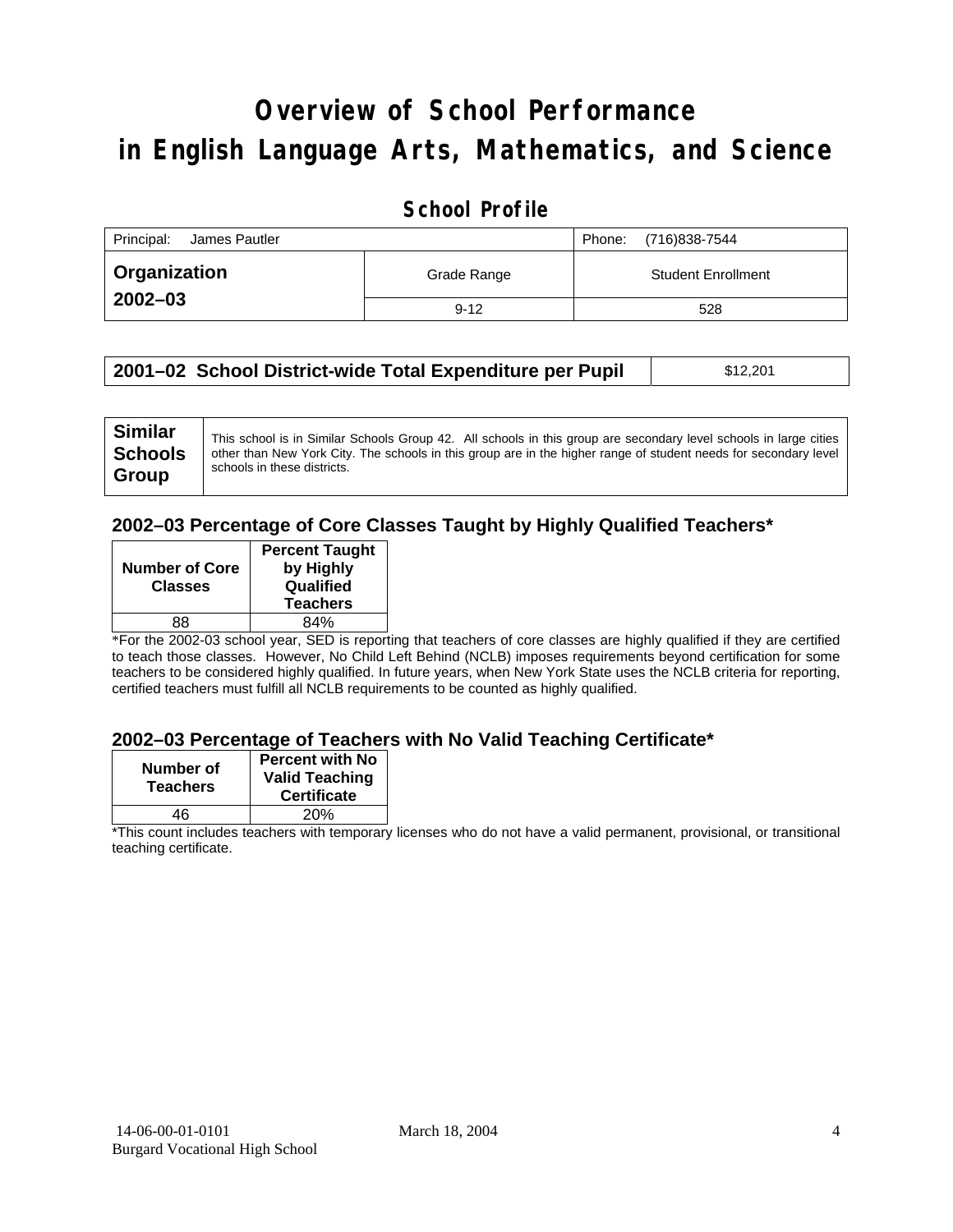# Overview of School Performance in English Language Arts, Mathematics, and Science

## School Profile

| Principal: James Pautler | | Phone: (716)838-7544 |
|---|---|---|
| **Organization 2002–03** | Grade Range | Student Enrollment |
| | 9-12 | 528 |

| **2001–02 School District-wide Total Expenditure per Pupil** | $12,201 |
|---|---|

| **Similar Schools Group** | This school is in Similar Schools Group 42. All schools in this group are secondary level schools in large cities other than New York City. The schools in this group are in the higher range of student needs for secondary level schools in these districts. |
|---|---|

### 2002–03 Percentage of Core Classes Taught by Highly Qualified Teachers*

| Number of Core Classes | Percent Taught by Highly Qualified Teachers |
|---|---|
| 88 | 84% |

*For the 2002-03 school year, SED is reporting that teachers of core classes are highly qualified if they are certified to teach those classes. However, No Child Left Behind (NCLB) imposes requirements beyond certification for some teachers to be considered highly qualified. In future years, when New York State uses the NCLB criteria for reporting, certified teachers must fulfill all NCLB requirements to be counted as highly qualified.

### 2002–03 Percentage of Teachers with No Valid Teaching Certificate*

| Number of Teachers | Percent with No Valid Teaching Certificate |
|---|---|
| 46 | 20% |

*This count includes teachers with temporary licenses who do not have a valid permanent, provisional, or transitional teaching certificate.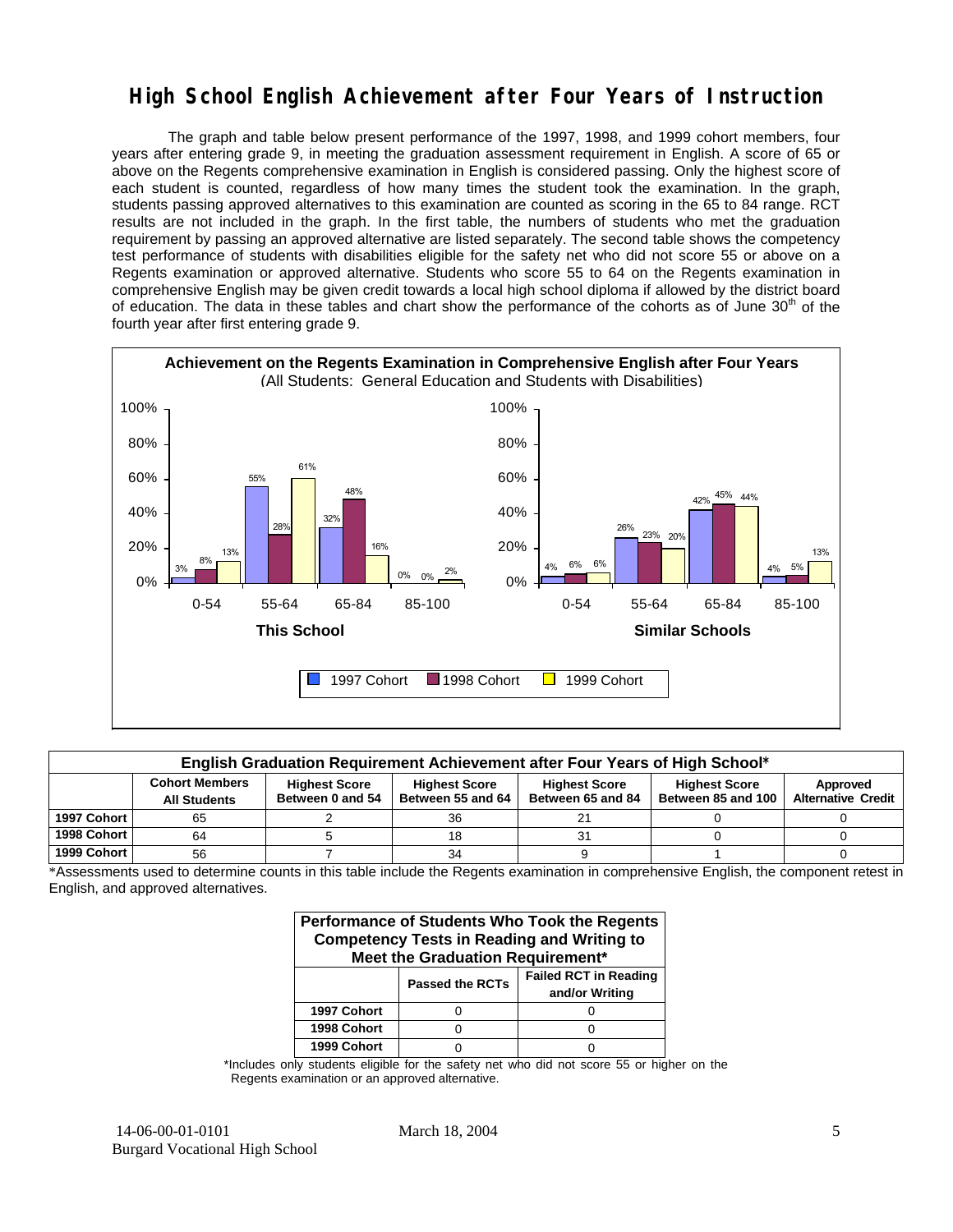# High School English Achievement after Four Years of Instruction

The graph and table below present performance of the 1997, 1998, and 1999 cohort members, four years after entering grade 9, in meeting the graduation assessment requirement in English. A score of 65 or above on the Regents comprehensive examination in English is considered passing. Only the highest score of each student is counted, regardless of how many times the student took the examination. In the graph, students passing approved alternatives to this examination are counted as scoring in the 65 to 84 range. RCT results are not included in the graph. In the first table, the numbers of students who met the graduation requirement by passing an approved alternative are listed separately. The second table shows the competency test performance of students with disabilities eligible for the safety net who did not score 55 or above on a Regents examination or approved alternative. Students who score 55 to 64 on the Regents examination in comprehensive English may be given credit towards a local high school diploma if allowed by the district board of education. The data in these tables and chart show the performance of the cohorts as of June 30th of the fourth year after first entering grade 9.

**Achievement on the Regents Examination in Comprehensive English after Four Years**
(All Students: General Education and Students with Disabilities)

**This School**

| Score | 1997 Cohort | 1998 Cohort | 1999 Cohort |
|---|---|---|---|
| 0-54 | 3% | 8% | 13% |
| 55-64 | 55% | 28% | 61% |
| 65-84 | 32% | 48% | 16% |
| 85-100 | 0% | 0% | 2% |

**Similar Schools**

| Score | 1997 Cohort | 1998 Cohort | 1999 Cohort |
|---|---|---|---|
| 0-54 | 4% | 6% | 6% |
| 55-64 | 26% | 23% | 20% |
| 65-84 | 42% | 45% | 44% |
| 85-100 | 4% | 5% | 13% |

**English Graduation Requirement Achievement after Four Years of High School***

| | Cohort Members All Students | Highest Score Between 0 and 54 | Highest Score Between 55 and 64 | Highest Score Between 65 and 84 | Highest Score Between 85 and 100 | Approved Alternative Credit |
|---|---|---|---|---|---|---|
| 1997 Cohort | 65 | 2 | 36 | 21 | 0 | 0 |
| 1998 Cohort | 64 | 5 | 18 | 31 | 0 | 0 |
| 1999 Cohort | 56 | 7 | 34 | 9 | 1 | 0 |

*Assessments used to determine counts in this table include the Regents examination in comprehensive English, the component retest in English, and approved alternatives.

**Performance of Students Who Took the Regents Competency Tests in Reading and Writing to Meet the Graduation Requirement***

| | Passed the RCTs | Failed RCT in Reading and/or Writing |
|---|---|---|
| 1997 Cohort | 0 | 0 |
| 1998 Cohort | 0 | 0 |
| 1999 Cohort | 0 | 0 |

*Includes only students eligible for the safety net who did not score 55 or higher on the Regents examination or an approved alternative.

14-06-00-01-0101
Burgard Vocational High School

March 18, 2004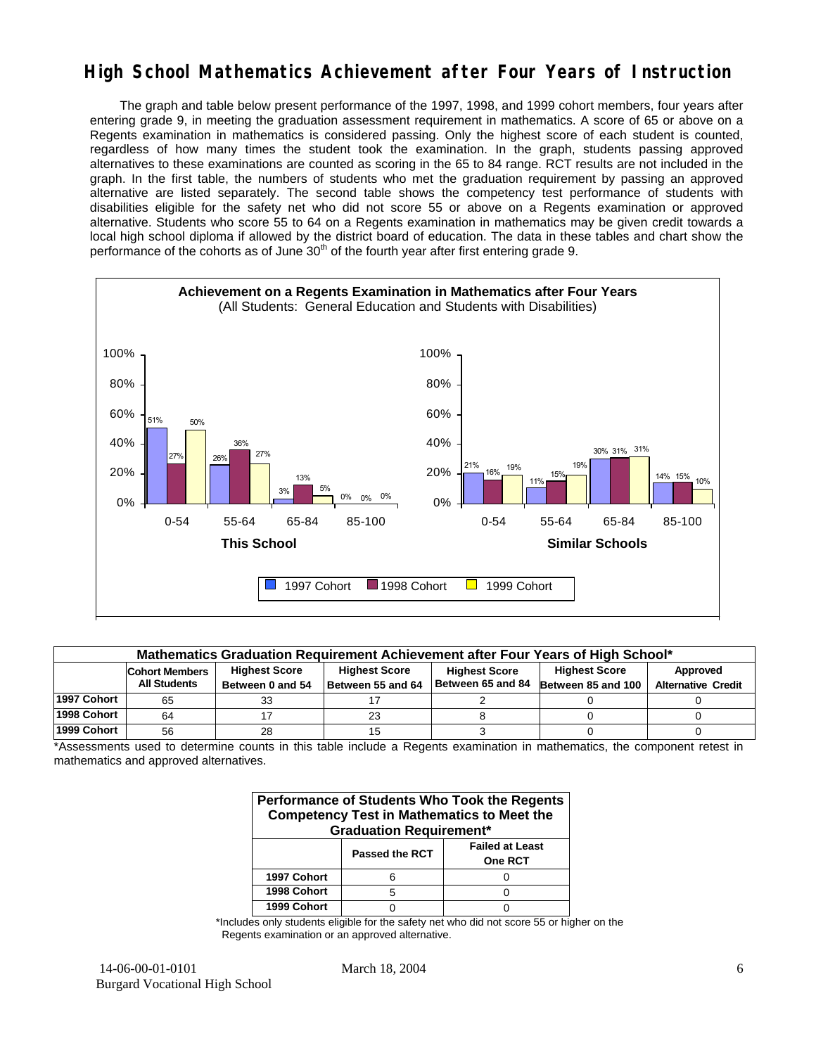# High School Mathematics Achievement after Four Years of Instruction

The graph and table below present performance of the 1997, 1998, and 1999 cohort members, four years after entering grade 9, in meeting the graduation assessment requirement in mathematics. A score of 65 or above on a Regents examination in mathematics is considered passing. Only the highest score of each student is counted, regardless of how many times the student took the examination. In the graph, students passing approved alternatives to these examinations are counted as scoring in the 65 to 84 range. RCT results are not included in the graph. In the first table, the numbers of students who met the graduation requirement by passing an approved alternative are listed separately. The second table shows the competency test performance of students with disabilities eligible for the safety net who did not score 55 or above on a Regents examination or approved alternative. Students who score 55 to 64 on a Regents examination in mathematics may be given credit towards a local high school diploma if allowed by the district board of education. The data in these tables and chart show the performance of the cohorts as of June 30th of the fourth year after first entering grade 9.

**Achievement on a Regents Examination in Mathematics after Four Years**
(All Students: General Education and Students with Disabilities)

**This School**

| Score | 1997 Cohort | 1998 Cohort | 1999 Cohort |
|---|---|---|---|
| 0-54 | 51% | 27% | 50% |
| 55-64 | 26% | 36% | 27% |
| 65-84 | 3% | 13% | 5% |
| 85-100 | 0% | 0% | 0% |

**Similar Schools**

| Score | 1997 Cohort | 1998 Cohort | 1999 Cohort |
|---|---|---|---|
| 0-54 | 21% | 16% | 19% |
| 55-64 | 11% | 15% | 19% |
| 65-84 | 30% | 31% | 31% |
| 85-100 | 14% | 15% | 10% |

**Mathematics Graduation Requirement Achievement after Four Years of High School***

| | Cohort Members All Students | Highest Score Between 0 and 54 | Highest Score Between 55 and 64 | Highest Score Between 65 and 84 | Highest Score Between 85 and 100 | Approved Alternative Credit |
|---|---|---|---|---|---|---|
| 1997 Cohort | 65 | 33 | 17 | 2 | 0 | 0 |
| 1998 Cohort | 64 | 17 | 23 | 8 | 0 | 0 |
| 1999 Cohort | 56 | 28 | 15 | 3 | 0 | 0 |

*Assessments used to determine counts in this table include a Regents examination in mathematics, the component retest in mathematics and approved alternatives.

**Performance of Students Who Took the Regents Competency Test in Mathematics to Meet the Graduation Requirement***

| | Passed the RCT | Failed at Least One RCT |
|---|---|---|
| 1997 Cohort | 6 | 0 |
| 1998 Cohort | 5 | 0 |
| 1999 Cohort | 0 | 0 |

*Includes only students eligible for the safety net who did not score 55 or higher on the Regents examination or an approved alternative.

14-06-00-01-0101 March 18, 2004
Burgard Vocational High School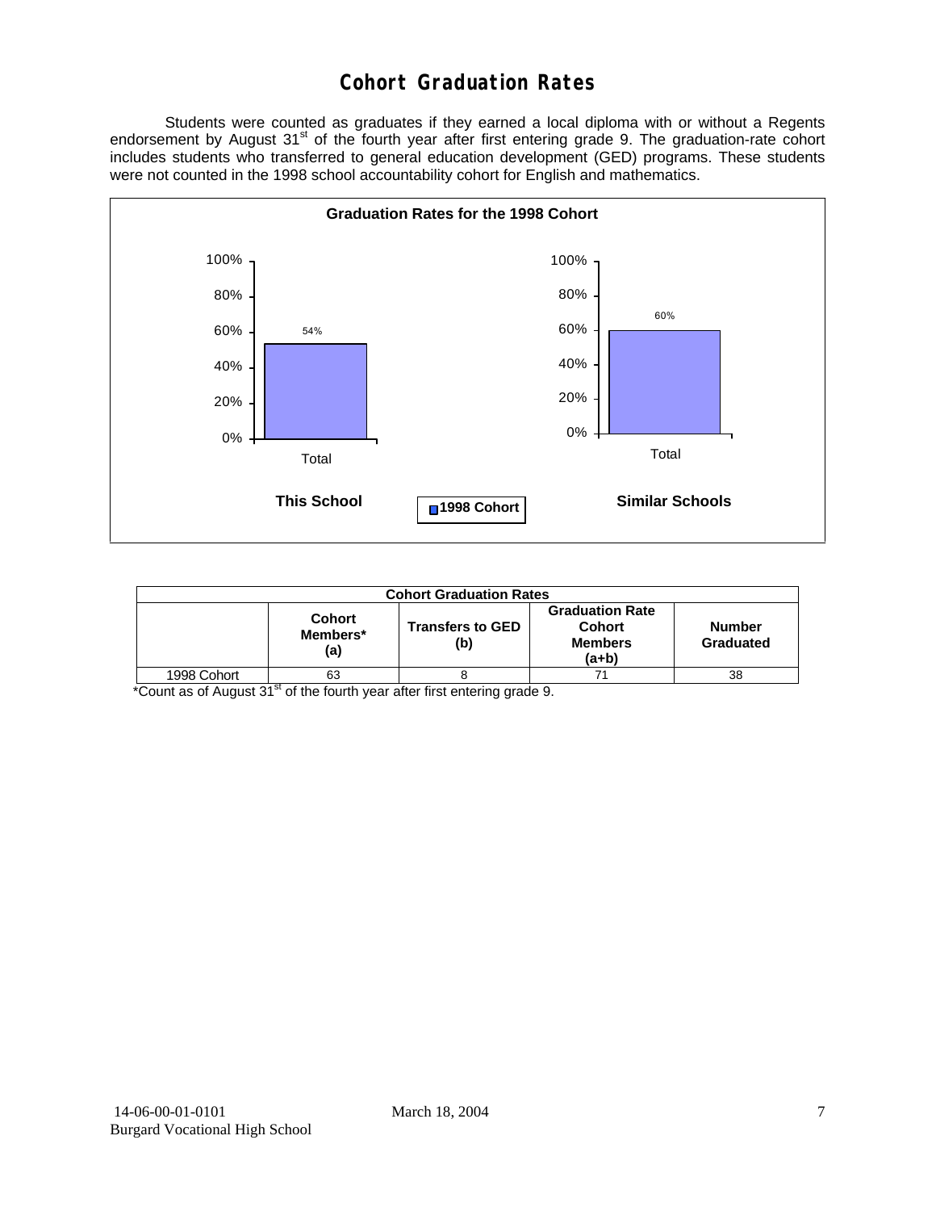# Cohort Graduation Rates

Students were counted as graduates if they earned a local diploma with or without a Regents endorsement by August 31st of the fourth year after first entering grade 9. The graduation-rate cohort includes students who transferred to general education development (GED) programs. These students were not counted in the 1998 school accountability cohort for English and mathematics.

**Graduation Rates for the 1998 Cohort**

| | This School | Similar Schools |
|---|---|---|
| Total (1998 Cohort) | 54% | 60% |

| Cohort Graduation Rates | | | | |
|---|---|---|---|---|
| | Cohort Members* (a) | Transfers to GED (b) | Graduation Rate Cohort Members (a+b) | Number Graduated |
| 1998 Cohort | 63 | 8 | 71 | 38 |

*Count as of August 31st of the fourth year after first entering grade 9.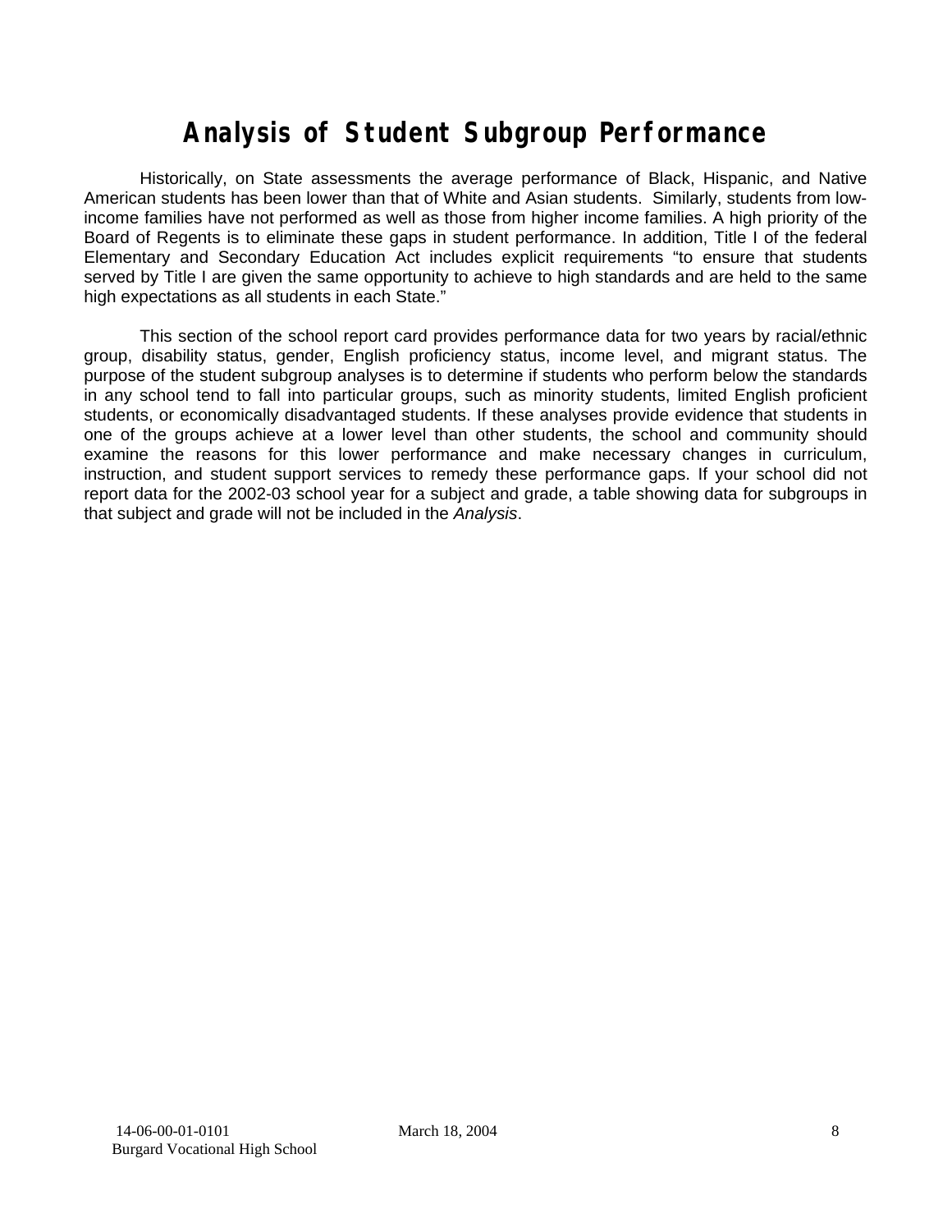# Analysis of Student Subgroup Performance

Historically, on State assessments the average performance of Black, Hispanic, and Native American students has been lower than that of White and Asian students. Similarly, students from low-income families have not performed as well as those from higher income families. A high priority of the Board of Regents is to eliminate these gaps in student performance. In addition, Title I of the federal Elementary and Secondary Education Act includes explicit requirements "to ensure that students served by Title I are given the same opportunity to achieve to high standards and are held to the same high expectations as all students in each State."

This section of the school report card provides performance data for two years by racial/ethnic group, disability status, gender, English proficiency status, income level, and migrant status. The purpose of the student subgroup analyses is to determine if students who perform below the standards in any school tend to fall into particular groups, such as minority students, limited English proficient students, or economically disadvantaged students. If these analyses provide evidence that students in one of the groups achieve at a lower level than other students, the school and community should examine the reasons for this lower performance and make necessary changes in curriculum, instruction, and student support services to remedy these performance gaps. If your school did not report data for the 2002-03 school year for a subject and grade, a table showing data for subgroups in that subject and grade will not be included in the *Analysis*.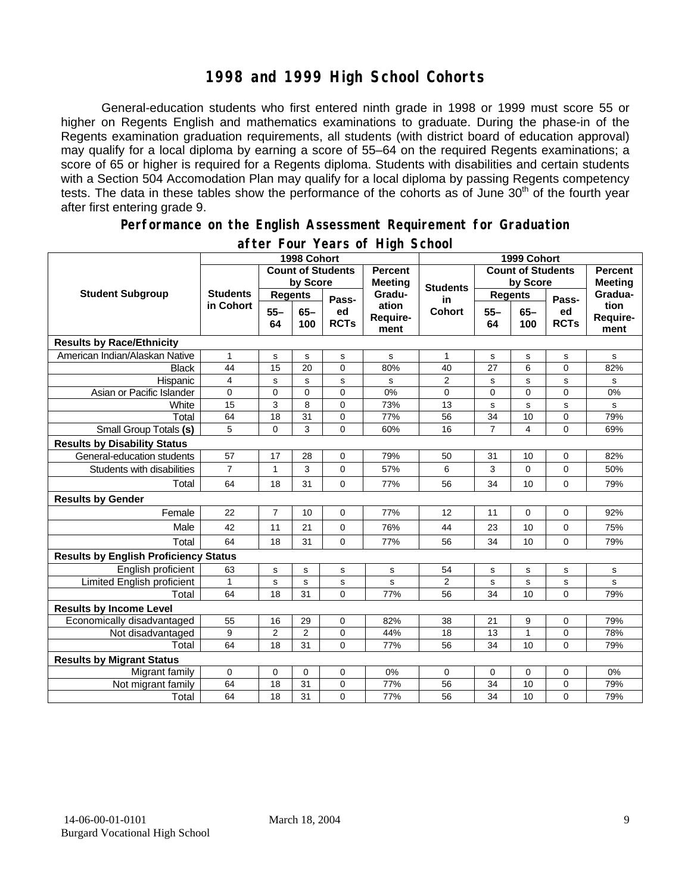# 1998 and 1999 High School Cohorts

General-education students who first entered ninth grade in 1998 or 1999 must score 55 or higher on Regents English and mathematics examinations to graduate. During the phase-in of the Regents examination graduation requirements, all students (with district board of education approval) may qualify for a local diploma by earning a score of 55–64 on the required Regents examinations; a score of 65 or higher is required for a Regents diploma. Students with disabilities and certain students with a Section 504 Accomodation Plan may qualify for a local diploma by passing Regents competency tests. The data in these tables show the performance of the cohorts as of June 30th of the fourth year after first entering grade 9.

## Performance on the English Assessment Requirement for Graduation after Four Years of High School

| Student Subgroup | 1998 Cohort | | | | | 1999 Cohort | | | | |
|---|---|---|---|---|---|---|---|---|---|---|
| | Students in Cohort | Count of Students by Score | | | Percent Meeting Graduation Requirement | Students in Cohort | Count of Students by Score | | | Percent Meeting Graduation Requirement |
| | | Regents 55–64 | Regents 65–100 | Passed RCTs | | | Regents 55–64 | Regents 65–100 | Passed RCTs | |
| **Results by Race/Ethnicity** | | | | | | | | | | |
| American Indian/Alaskan Native | 1 | s | s | s | s | 1 | s | s | s | s |
| Black | 44 | 15 | 20 | 0 | 80% | 40 | 27 | 6 | 0 | 82% |
| Hispanic | 4 | s | s | s | s | 2 | s | s | s | s |
| Asian or Pacific Islander | 0 | 0 | 0 | 0 | 0% | 0 | 0 | 0 | 0 | 0% |
| White | 15 | 3 | 8 | 0 | 73% | 13 | s | s | s | s |
| Total | 64 | 18 | 31 | 0 | 77% | 56 | 34 | 10 | 0 | 79% |
| Small Group Totals **(s)** | 5 | 0 | 3 | 0 | 60% | 16 | 7 | 4 | 0 | 69% |
| **Results by Disability Status** | | | | | | | | | | |
| General-education students | 57 | 17 | 28 | 0 | 79% | 50 | 31 | 10 | 0 | 82% |
| Students with disabilities | 7 | 1 | 3 | 0 | 57% | 6 | 3 | 0 | 0 | 50% |
| Total | 64 | 18 | 31 | 0 | 77% | 56 | 34 | 10 | 0 | 79% |
| **Results by Gender** | | | | | | | | | | |
| Female | 22 | 7 | 10 | 0 | 77% | 12 | 11 | 0 | 0 | 92% |
| Male | 42 | 11 | 21 | 0 | 76% | 44 | 23 | 10 | 0 | 75% |
| Total | 64 | 18 | 31 | 0 | 77% | 56 | 34 | 10 | 0 | 79% |
| **Results by English Proficiency Status** | | | | | | | | | | |
| English proficient | 63 | s | s | s | s | 54 | s | s | s | s |
| Limited English proficient | 1 | s | s | s | s | 2 | s | s | s | s |
| Total | 64 | 18 | 31 | 0 | 77% | 56 | 34 | 10 | 0 | 79% |
| **Results by Income Level** | | | | | | | | | | |
| Economically disadvantaged | 55 | 16 | 29 | 0 | 82% | 38 | 21 | 9 | 0 | 79% |
| Not disadvantaged | 9 | 2 | 2 | 0 | 44% | 18 | 13 | 1 | 0 | 78% |
| Total | 64 | 18 | 31 | 0 | 77% | 56 | 34 | 10 | 0 | 79% |
| **Results by Migrant Status** | | | | | | | | | | |
| Migrant family | 0 | 0 | 0 | 0 | 0% | 0 | 0 | 0 | 0 | 0% |
| Not migrant family | 64 | 18 | 31 | 0 | 77% | 56 | 34 | 10 | 0 | 79% |
| Total | 64 | 18 | 31 | 0 | 77% | 56 | 34 | 10 | 0 | 79% |

14-06-00-01-0101 March 18, 2004
Burgard Vocational High School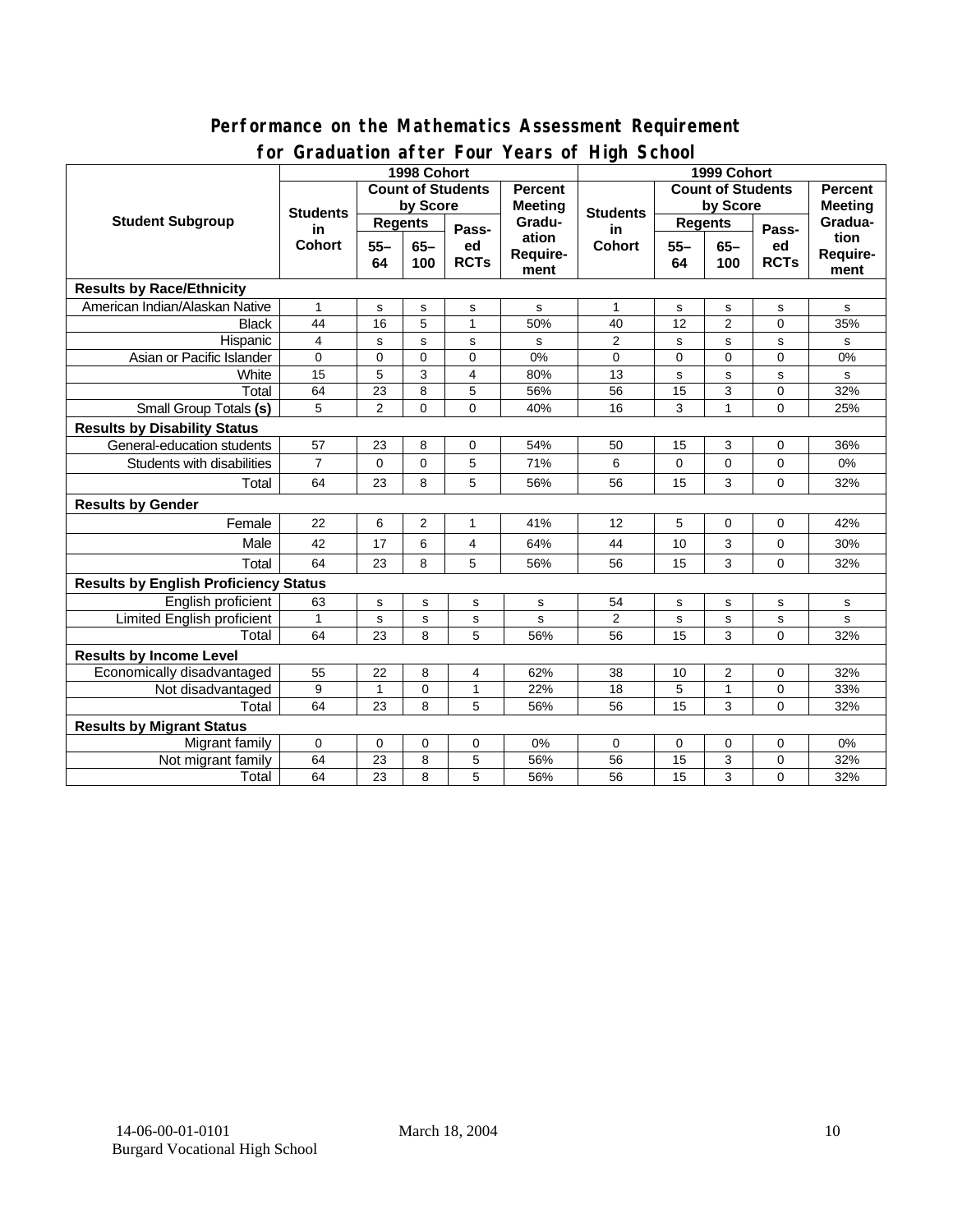## Performance on the Mathematics Assessment Requirement for Graduation after Four Years of High School

| Student Subgroup | 1998 Cohort | | | | | 1999 Cohort | | | | |
|---|---|---|---|---|---|---|---|---|---|---|
| | Students in Cohort | Count of Students by Score | | | Percent Meeting Graduation Requirement | Students in Cohort | Count of Students by Score | | | Percent Meeting Graduation Requirement |
| | | Regents | | Passed RCTs | | | Regents | | Passed RCTs | |
| | | 55–64 | 65–100 | | | | 55–64 | 65–100 | | |
| **Results by Race/Ethnicity** | | | | | | | | | | |
| American Indian/Alaskan Native | 1 | s | s | s | s | 1 | s | s | s | s |
| Black | 44 | 16 | 5 | 1 | 50% | 40 | 12 | 2 | 0 | 35% |
| Hispanic | 4 | s | s | s | s | 2 | s | s | s | s |
| Asian or Pacific Islander | 0 | 0 | 0 | 0 | 0% | 0 | 0 | 0 | 0 | 0% |
| White | 15 | 5 | 3 | 4 | 80% | 13 | s | s | s | s |
| Total | 64 | 23 | 8 | 5 | 56% | 56 | 15 | 3 | 0 | 32% |
| Small Group Totals **(s)** | 5 | 2 | 0 | 0 | 40% | 16 | 3 | 1 | 0 | 25% |
| **Results by Disability Status** | | | | | | | | | | |
| General-education students | 57 | 23 | 8 | 0 | 54% | 50 | 15 | 3 | 0 | 36% |
| Students with disabilities | 7 | 0 | 0 | 5 | 71% | 6 | 0 | 0 | 0 | 0% |
| Total | 64 | 23 | 8 | 5 | 56% | 56 | 15 | 3 | 0 | 32% |
| **Results by Gender** | | | | | | | | | | |
| Female | 22 | 6 | 2 | 1 | 41% | 12 | 5 | 0 | 0 | 42% |
| Male | 42 | 17 | 6 | 4 | 64% | 44 | 10 | 3 | 0 | 30% |
| Total | 64 | 23 | 8 | 5 | 56% | 56 | 15 | 3 | 0 | 32% |
| **Results by English Proficiency Status** | | | | | | | | | | |
| English proficient | 63 | s | s | s | s | 54 | s | s | s | s |
| Limited English proficient | 1 | s | s | s | s | 2 | s | s | s | s |
| Total | 64 | 23 | 8 | 5 | 56% | 56 | 15 | 3 | 0 | 32% |
| **Results by Income Level** | | | | | | | | | | |
| Economically disadvantaged | 55 | 22 | 8 | 4 | 62% | 38 | 10 | 2 | 0 | 32% |
| Not disadvantaged | 9 | 1 | 0 | 1 | 22% | 18 | 5 | 1 | 0 | 33% |
| Total | 64 | 23 | 8 | 5 | 56% | 56 | 15 | 3 | 0 | 32% |
| **Results by Migrant Status** | | | | | | | | | | |
| Migrant family | 0 | 0 | 0 | 0 | 0% | 0 | 0 | 0 | 0 | 0% |
| Not migrant family | 64 | 23 | 8 | 5 | 56% | 56 | 15 | 3 | 0 | 32% |
| Total | 64 | 23 | 8 | 5 | 56% | 56 | 15 | 3 | 0 | 32% |

14-06-00-01-0101 March 18, 2004
Burgard Vocational High School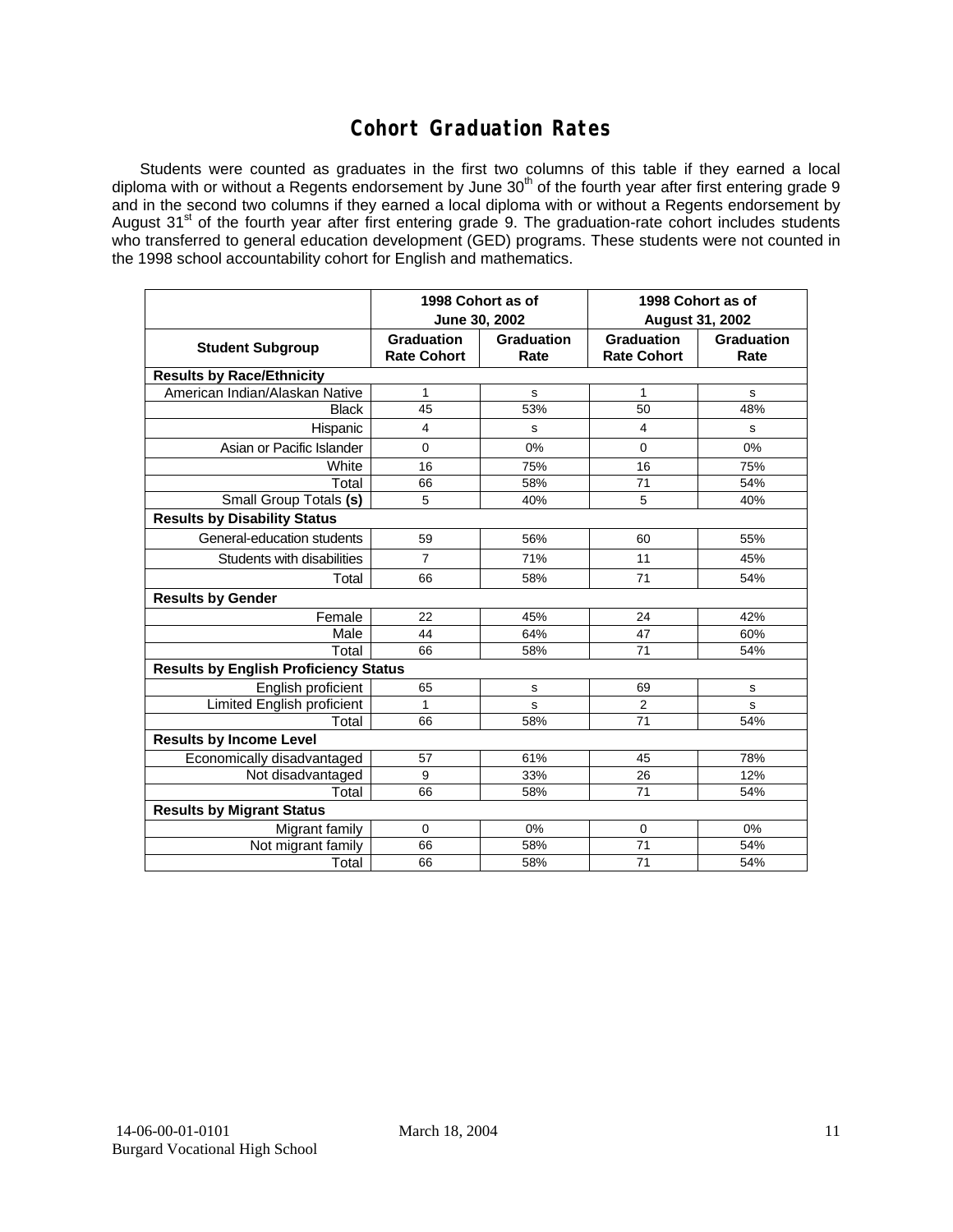# Cohort Graduation Rates

Students were counted as graduates in the first two columns of this table if they earned a local diploma with or without a Regents endorsement by June 30th of the fourth year after first entering grade 9 and in the second two columns if they earned a local diploma with or without a Regents endorsement by August 31st of the fourth year after first entering grade 9. The graduation-rate cohort includes students who transferred to general education development (GED) programs. These students were not counted in the 1998 school accountability cohort for English and mathematics.

| | 1998 Cohort as of June 30, 2002 | | 1998 Cohort as of August 31, 2002 | |
|---|---|---|---|---|
| **Student Subgroup** | **Graduation Rate Cohort** | **Graduation Rate** | **Graduation Rate Cohort** | **Graduation Rate** |
| **Results by Race/Ethnicity** | | | | |
| American Indian/Alaskan Native | 1 | s | 1 | s |
| Black | 45 | 53% | 50 | 48% |
| Hispanic | 4 | s | 4 | s |
| Asian or Pacific Islander | 0 | 0% | 0 | 0% |
| White | 16 | 75% | 16 | 75% |
| Total | 66 | 58% | 71 | 54% |
| Small Group Totals **(s)** | 5 | 40% | 5 | 40% |
| **Results by Disability Status** | | | | |
| General-education students | 59 | 56% | 60 | 55% |
| Students with disabilities | 7 | 71% | 11 | 45% |
| Total | 66 | 58% | 71 | 54% |
| **Results by Gender** | | | | |
| Female | 22 | 45% | 24 | 42% |
| Male | 44 | 64% | 47 | 60% |
| Total | 66 | 58% | 71 | 54% |
| **Results by English Proficiency Status** | | | | |
| English proficient | 65 | s | 69 | s |
| Limited English proficient | 1 | s | 2 | s |
| Total | 66 | 58% | 71 | 54% |
| **Results by Income Level** | | | | |
| Economically disadvantaged | 57 | 61% | 45 | 78% |
| Not disadvantaged | 9 | 33% | 26 | 12% |
| Total | 66 | 58% | 71 | 54% |
| **Results by Migrant Status** | | | | |
| Migrant family | 0 | 0% | 0 | 0% |
| Not migrant family | 66 | 58% | 71 | 54% |
| Total | 66 | 58% | 71 | 54% |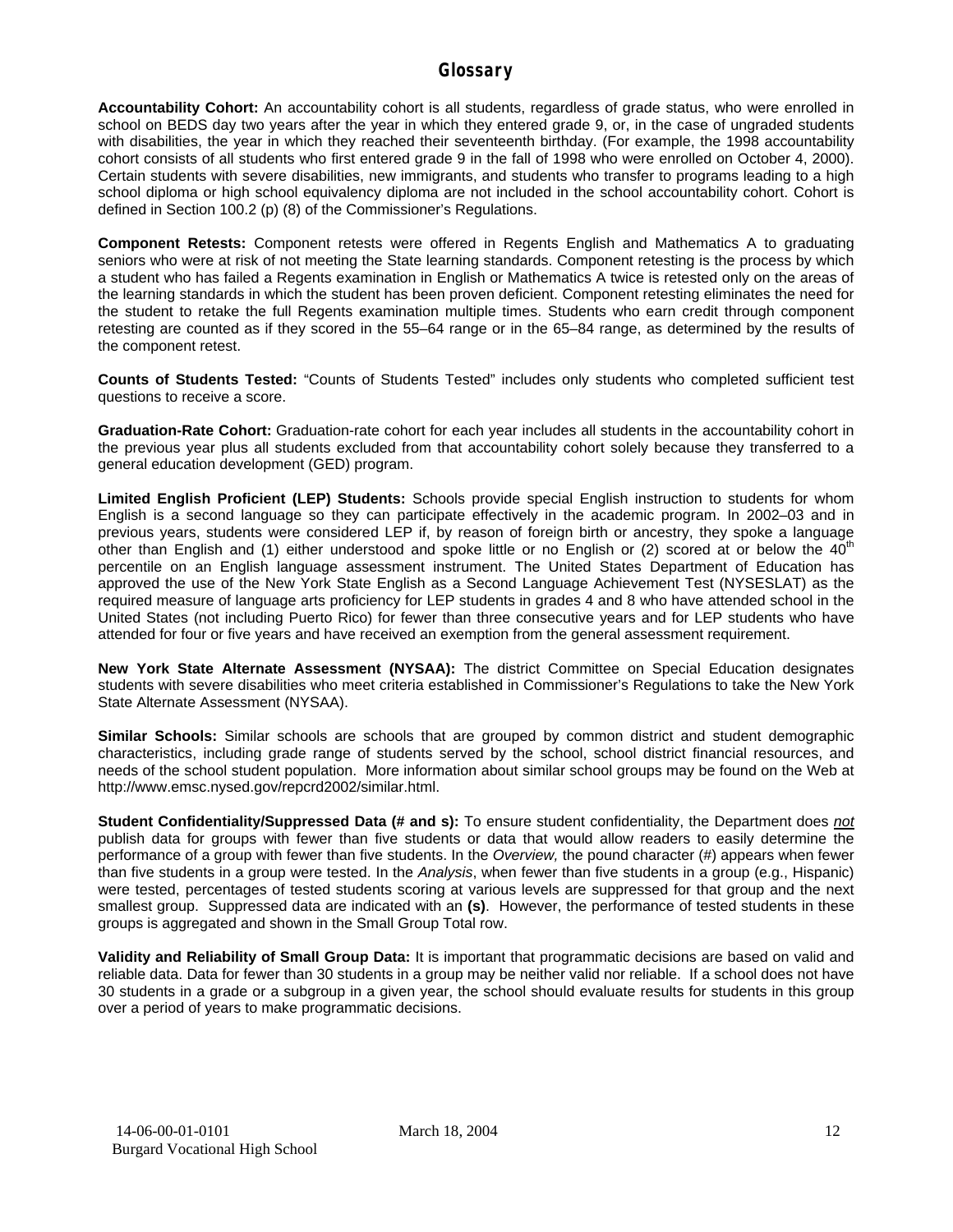# Glossary

**Accountability Cohort:** An accountability cohort is all students, regardless of grade status, who were enrolled in school on BEDS day two years after the year in which they entered grade 9, or, in the case of ungraded students with disabilities, the year in which they reached their seventeenth birthday. (For example, the 1998 accountability cohort consists of all students who first entered grade 9 in the fall of 1998 who were enrolled on October 4, 2000). Certain students with severe disabilities, new immigrants, and students who transfer to programs leading to a high school diploma or high school equivalency diploma are not included in the school accountability cohort. Cohort is defined in Section 100.2 (p) (8) of the Commissioner's Regulations.

**Component Retests:** Component retests were offered in Regents English and Mathematics A to graduating seniors who were at risk of not meeting the State learning standards. Component retesting is the process by which a student who has failed a Regents examination in English or Mathematics A twice is retested only on the areas of the learning standards in which the student has been proven deficient. Component retesting eliminates the need for the student to retake the full Regents examination multiple times. Students who earn credit through component retesting are counted as if they scored in the 55–64 range or in the 65–84 range, as determined by the results of the component retest.

**Counts of Students Tested:** "Counts of Students Tested" includes only students who completed sufficient test questions to receive a score.

**Graduation-Rate Cohort:** Graduation-rate cohort for each year includes all students in the accountability cohort in the previous year plus all students excluded from that accountability cohort solely because they transferred to a general education development (GED) program.

**Limited English Proficient (LEP) Students:** Schools provide special English instruction to students for whom English is a second language so they can participate effectively in the academic program. In 2002–03 and in previous years, students were considered LEP if, by reason of foreign birth or ancestry, they spoke a language other than English and (1) either understood and spoke little or no English or (2) scored at or below the 40th percentile on an English language assessment instrument. The United States Department of Education has approved the use of the New York State English as a Second Language Achievement Test (NYSESLAT) as the required measure of language arts proficiency for LEP students in grades 4 and 8 who have attended school in the United States (not including Puerto Rico) for fewer than three consecutive years and for LEP students who have attended for four or five years and have received an exemption from the general assessment requirement.

**New York State Alternate Assessment (NYSAA):** The district Committee on Special Education designates students with severe disabilities who meet criteria established in Commissioner's Regulations to take the New York State Alternate Assessment (NYSAA).

**Similar Schools:** Similar schools are schools that are grouped by common district and student demographic characteristics, including grade range of students served by the school, school district financial resources, and needs of the school student population. More information about similar school groups may be found on the Web at http://www.emsc.nysed.gov/repcrd2002/similar.html.

**Student Confidentiality/Suppressed Data (# and s):** To ensure student confidentiality, the Department does *not* publish data for groups with fewer than five students or data that would allow readers to easily determine the performance of a group with fewer than five students. In the *Overview,* the pound character (#) appears when fewer than five students in a group were tested. In the *Analysis*, when fewer than five students in a group (e.g., Hispanic) were tested, percentages of tested students scoring at various levels are suppressed for that group and the next smallest group. Suppressed data are indicated with an **(s)**. However, the performance of tested students in these groups is aggregated and shown in the Small Group Total row.

**Validity and Reliability of Small Group Data:** It is important that programmatic decisions are based on valid and reliable data. Data for fewer than 30 students in a group may be neither valid nor reliable. If a school does not have 30 students in a grade or a subgroup in a given year, the school should evaluate results for students in this group over a period of years to make programmatic decisions.